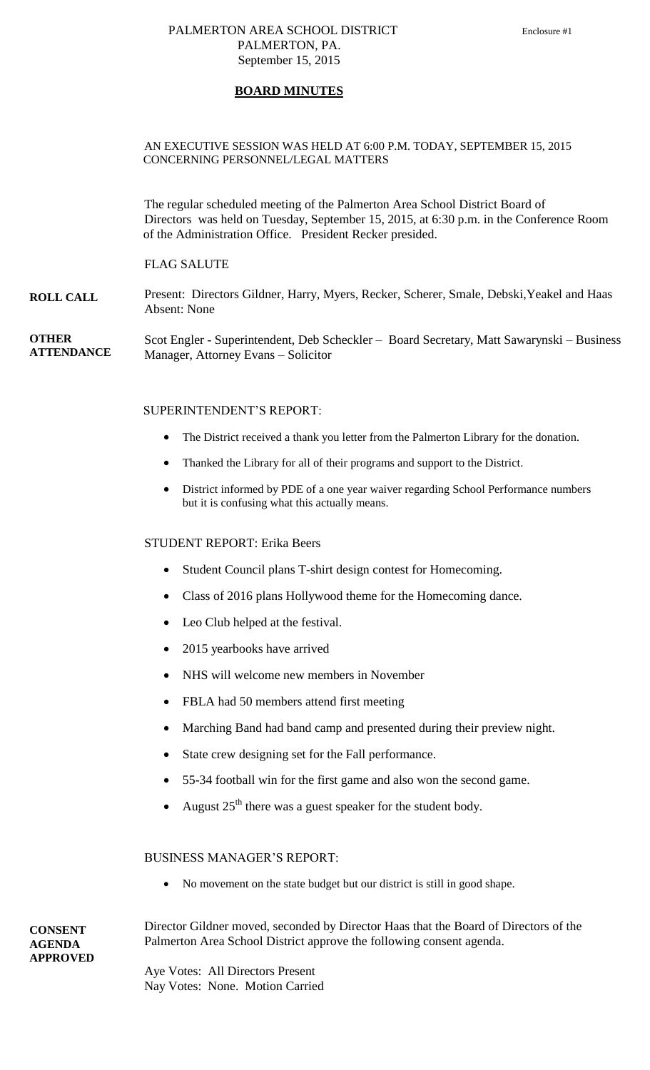PALMERTON AREA SCHOOL DISTRICT
PALMERTON, PA.
September 15, 2015

Enclosure #1

# BOARD MINUTES

AN EXECUTIVE SESSION WAS HELD AT 6:00 P.M. TODAY, SEPTEMBER 15, 2015 CONCERNING PERSONNEL/LEGAL MATTERS

The regular scheduled meeting of the Palmerton Area School District Board of Directors was held on Tuesday, September 15, 2015, at 6:30 p.m. in the Conference Room of the Administration Office. President Recker presided.

FLAG SALUTE

**ROLL CALL**

Present: Directors Gildner, Harry, Myers, Recker, Scherer, Smale, Debski, Yeakel and Haas
Absent: None

**OTHER ATTENDANCE**

Scot Engler - Superintendent, Deb Scheckler – Board Secretary, Matt Sawarynski – Business Manager, Attorney Evans – Solicitor

SUPERINTENDENT'S REPORT:

- The District received a thank you letter from the Palmerton Library for the donation.
- Thanked the Library for all of their programs and support to the District.
- District informed by PDE of a one year waiver regarding School Performance numbers but it is confusing what this actually means.

STUDENT REPORT: Erika Beers

- Student Council plans T-shirt design contest for Homecoming.
- Class of 2016 plans Hollywood theme for the Homecoming dance.
- Leo Club helped at the festival.
- 2015 yearbooks have arrived
- NHS will welcome new members in November
- FBLA had 50 members attend first meeting
- Marching Band had band camp and presented during their preview night.
- State crew designing set for the Fall performance.
- 55-34 football win for the first game and also won the second game.
- August 25th there was a guest speaker for the student body.

BUSINESS MANAGER'S REPORT:

- No movement on the state budget but our district is still in good shape.

**CONSENT AGENDA APPROVED**

Director Gildner moved, seconded by Director Haas that the Board of Directors of the Palmerton Area School District approve the following consent agenda.

Aye Votes: All Directors Present
Nay Votes: None. Motion Carried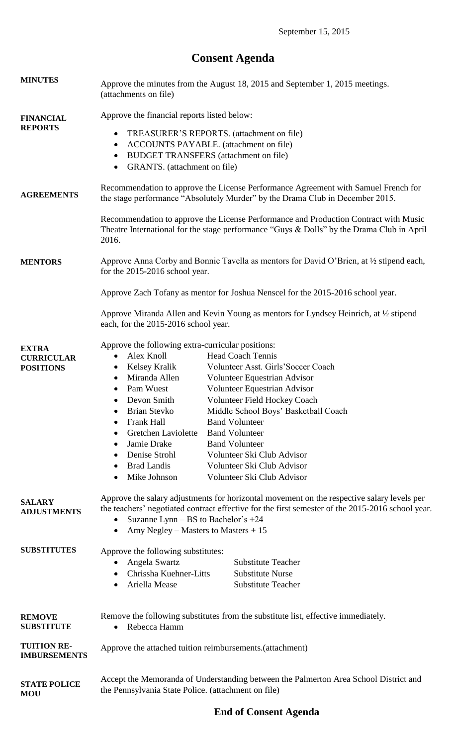September 15, 2015

# Consent Agenda

**MINUTES**

Approve the minutes from the August 18, 2015 and September 1, 2015 meetings. (attachments on file)

**FINANCIAL REPORTS**

Approve the financial reports listed below:

- TREASURER'S REPORTS. (attachment on file)
- ACCOUNTS PAYABLE. (attachment on file)
- BUDGET TRANSFERS (attachment on file)
- GRANTS. (attachment on file)

**AGREEMENTS**

Recommendation to approve the License Performance Agreement with Samuel French for the stage performance "Absolutely Murder" by the Drama Club in December 2015.

Recommendation to approve the License Performance and Production Contract with Music Theatre International for the stage performance "Guys & Dolls" by the Drama Club in April 2016.

**MENTORS**

Approve Anna Corby and Bonnie Tavella as mentors for David O'Brien, at ½ stipend each, for the 2015-2016 school year.

Approve Zach Tofany as mentor for Joshua Nenscel for the 2015-2016 school year.

Approve Miranda Allen and Kevin Young as mentors for Lyndsey Heinrich, at ½ stipend each, for the 2015-2016 school year.

**EXTRA CURRICULAR POSITIONS**

Approve the following extra-curricular positions:

- Alex Knoll — Head Coach Tennis
- Kelsey Kralik — Volunteer Asst. Girls'Soccer Coach
- Miranda Allen — Volunteer Equestrian Advisor
- Pam Wuest — Volunteer Equestrian Advisor
- Devon Smith — Volunteer Field Hockey Coach
- Brian Stevko — Middle School Boys' Basketball Coach
- Frank Hall — Band Volunteer
- Gretchen Laviolette — Band Volunteer
- Jamie Drake — Band Volunteer
- Denise Strohl — Volunteer Ski Club Advisor
- Brad Landis — Volunteer Ski Club Advisor
- Mike Johnson — Volunteer Ski Club Advisor

**SALARY ADJUSTMENTS**

Approve the salary adjustments for horizontal movement on the respective salary levels per the teachers' negotiated contract effective for the first semester of the 2015-2016 school year.

- Suzanne Lynn – BS to Bachelor's +24
- Amy Negley – Masters to Masters + 15

**SUBSTITUTES**

Approve the following substitutes:

- Angela Swartz — Substitute Teacher
- Chrissha Kuehner-Litts — Substitute Nurse
- Ariella Mease — Substitute Teacher

**REMOVE SUBSTITUTE**

Remove the following substitutes from the substitute list, effective immediately.

- Rebecca Hamm

**TUITION RE-IMBURSEMENTS**

Approve the attached tuition reimbursements.(attachment)

**STATE POLICE MOU**

Accept the Memoranda of Understanding between the Palmerton Area School District and the Pennsylvania State Police. (attachment on file)

## End of Consent Agenda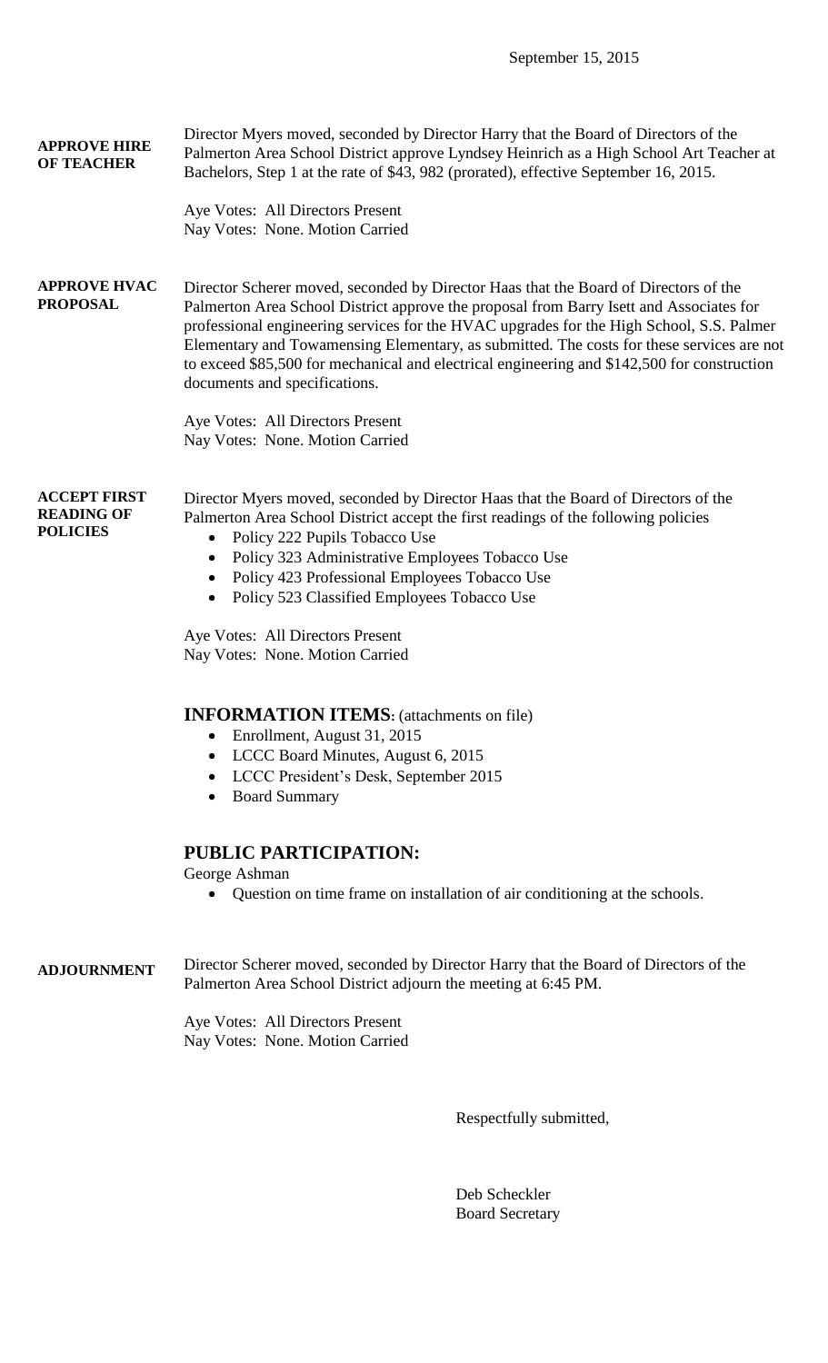September 15, 2015

**APPROVE HIRE OF TEACHER**

Director Myers moved, seconded by Director Harry that the Board of Directors of the Palmerton Area School District approve Lyndsey Heinrich as a High School Art Teacher at Bachelors, Step 1 at the rate of $43, 982 (prorated), effective September 16, 2015.

Aye Votes: All Directors Present
Nay Votes: None. Motion Carried

**APPROVE HVAC PROPOSAL**

Director Scherer moved, seconded by Director Haas that the Board of Directors of the Palmerton Area School District approve the proposal from Barry Isett and Associates for professional engineering services for the HVAC upgrades for the High School, S.S. Palmer Elementary and Towamensing Elementary, as submitted. The costs for these services are not to exceed $85,500 for mechanical and electrical engineering and $142,500 for construction documents and specifications.

Aye Votes: All Directors Present
Nay Votes: None. Motion Carried

**ACCEPT FIRST READING OF POLICIES**

Director Myers moved, seconded by Director Haas that the Board of Directors of the Palmerton Area School District accept the first readings of the following policies

- Policy 222 Pupils Tobacco Use
- Policy 323 Administrative Employees Tobacco Use
- Policy 423 Professional Employees Tobacco Use
- Policy 523 Classified Employees Tobacco Use

Aye Votes: All Directors Present
Nay Votes: None. Motion Carried

## INFORMATION ITEMS: (attachments on file)

- Enrollment, August 31, 2015
- LCCC Board Minutes, August 6, 2015
- LCCC President's Desk, September 2015
- Board Summary

## PUBLIC PARTICIPATION:

George Ashman

- Question on time frame on installation of air conditioning at the schools.

**ADJOURNMENT**

Director Scherer moved, seconded by Director Harry that the Board of Directors of the Palmerton Area School District adjourn the meeting at 6:45 PM.

Aye Votes: All Directors Present
Nay Votes: None. Motion Carried

Respectfully submitted,

Deb Scheckler
Board Secretary